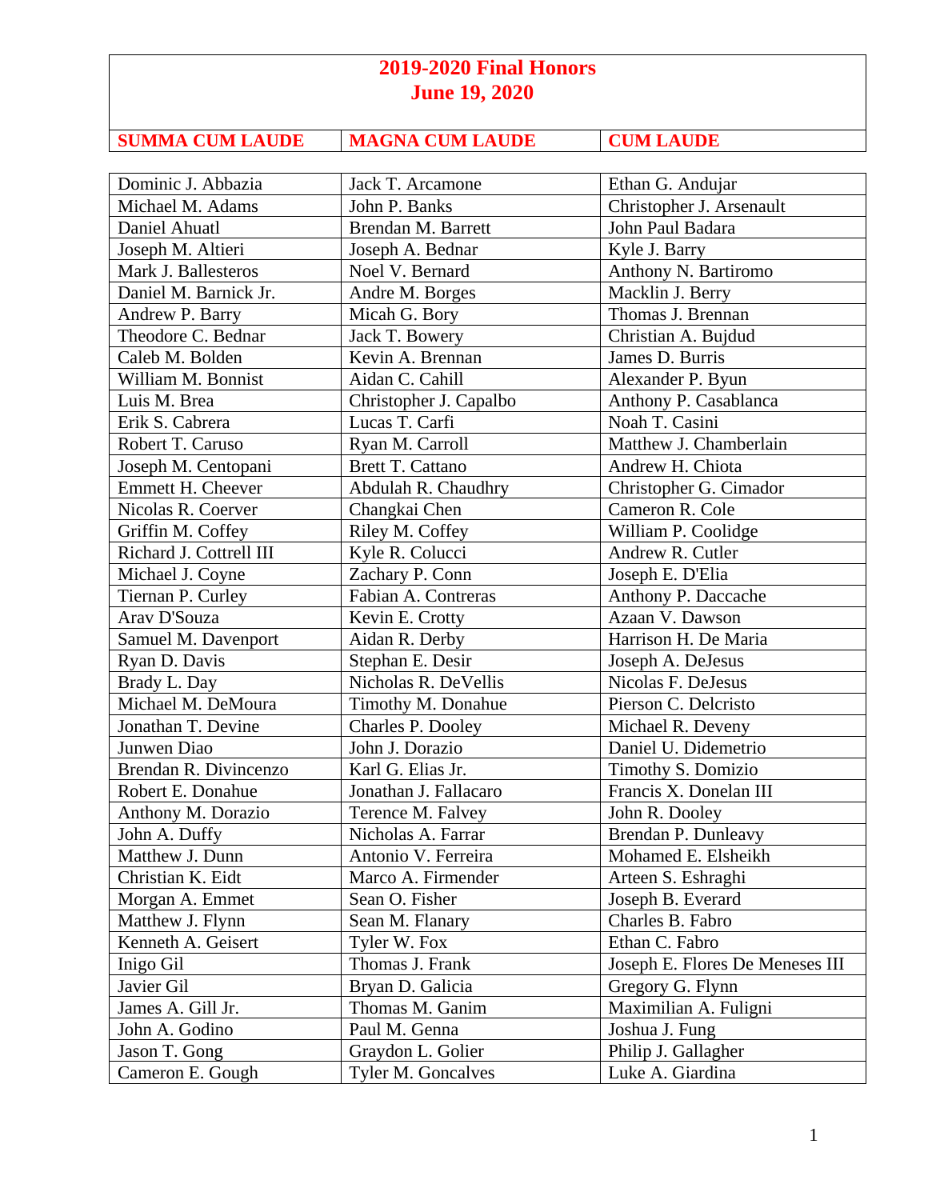# 2019-2020 Final Honors
## June 19, 2020

| SUMMA CUM LAUDE | MAGNA CUM LAUDE | CUM LAUDE |
|---|---|---|
| Dominic J. Abbazia | Jack T. Arcamone | Ethan G. Andujar |
| Michael M. Adams | John P. Banks | Christopher J. Arsenault |
| Daniel Ahuatl | Brendan M. Barrett | John Paul Badara |
| Joseph M. Altieri | Joseph A. Bednar | Kyle J. Barry |
| Mark J. Ballesteros | Noel V. Bernard | Anthony N. Bartiromo |
| Daniel M. Barnick Jr. | Andre M. Borges | Macklin J. Berry |
| Andrew P. Barry | Micah G. Bory | Thomas J. Brennan |
| Theodore C. Bednar | Jack T. Bowery | Christian A. Bujdud |
| Caleb M. Bolden | Kevin A. Brennan | James D. Burris |
| William M. Bonnist | Aidan C. Cahill | Alexander P. Byun |
| Luis M. Brea | Christopher J. Capalbo | Anthony P. Casablanca |
| Erik S. Cabrera | Lucas T. Carfi | Noah T. Casini |
| Robert T. Caruso | Ryan M. Carroll | Matthew J. Chamberlain |
| Joseph M. Centopani | Brett T. Cattano | Andrew H. Chiota |
| Emmett H. Cheever | Abdulah R. Chaudhry | Christopher G. Cimador |
| Nicolas R. Coerver | Changkai Chen | Cameron R. Cole |
| Griffin M. Coffey | Riley M. Coffey | William P. Coolidge |
| Richard J. Cottrell III | Kyle R. Colucci | Andrew R. Cutler |
| Michael J. Coyne | Zachary P. Conn | Joseph E. D'Elia |
| Tiernan P. Curley | Fabian A. Contreras | Anthony P. Daccache |
| Arav D'Souza | Kevin E. Crotty | Azaan V. Dawson |
| Samuel M. Davenport | Aidan R. Derby | Harrison H. De Maria |
| Ryan D. Davis | Stephan E. Desir | Joseph A. DeJesus |
| Brady L. Day | Nicholas R. DeVellis | Nicolas F. DeJesus |
| Michael M. DeMoura | Timothy M. Donahue | Pierson C. Delcristo |
| Jonathan T. Devine | Charles P. Dooley | Michael R. Deveny |
| Junwen Diao | John J. Dorazio | Daniel U. Didemetrio |
| Brendan R. Divincenzo | Karl G. Elias Jr. | Timothy S. Domizio |
| Robert E. Donahue | Jonathan J. Fallacaro | Francis X. Donelan III |
| Anthony M. Dorazio | Terence M. Falvey | John R. Dooley |
| John A. Duffy | Nicholas A. Farrar | Brendan P. Dunleavy |
| Matthew J. Dunn | Antonio V. Ferreira | Mohamed E. Elsheikh |
| Christian K. Eidt | Marco A. Firmender | Arteen S. Eshraghi |
| Morgan A. Emmet | Sean O. Fisher | Joseph B. Everard |
| Matthew J. Flynn | Sean M. Flanary | Charles B. Fabro |
| Kenneth A. Geisert | Tyler W. Fox | Ethan C. Fabro |
| Inigo Gil | Thomas J. Frank | Joseph E. Flores De Meneses III |
| Javier Gil | Bryan D. Galicia | Gregory G. Flynn |
| James A. Gill Jr. | Thomas M. Ganim | Maximilian A. Fuligni |
| John A. Godino | Paul M. Genna | Joshua J. Fung |
| Jason T. Gong | Graydon L. Golier | Philip J. Gallagher |
| Cameron E. Gough | Tyler M. Goncalves | Luke A. Giardina |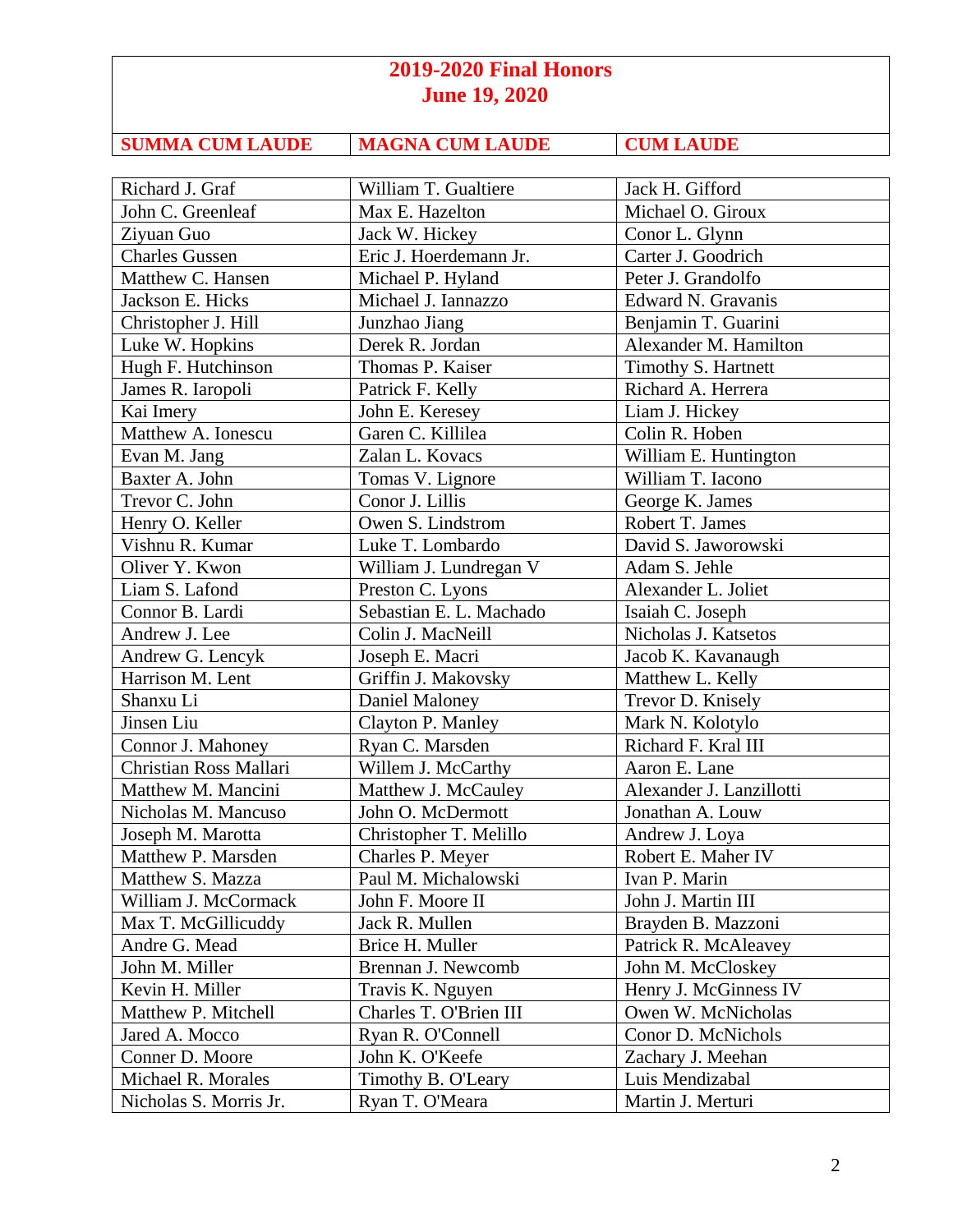## 2019-2020 Final Honors
## June 19, 2020

| SUMMA CUM LAUDE | MAGNA CUM LAUDE | CUM LAUDE |
|---|---|---|
| Richard J. Graf | William T. Gualtiere | Jack H. Gifford |
| John C. Greenleaf | Max E. Hazelton | Michael O. Giroux |
| Ziyuan Guo | Jack W. Hickey | Conor L. Glynn |
| Charles Gussen | Eric J. Hoerdemann Jr. | Carter J. Goodrich |
| Matthew C. Hansen | Michael P. Hyland | Peter J. Grandolfo |
| Jackson E. Hicks | Michael J. Iannazzo | Edward N. Gravanis |
| Christopher J. Hill | Junzhao Jiang | Benjamin T. Guarini |
| Luke W. Hopkins | Derek R. Jordan | Alexander M. Hamilton |
| Hugh F. Hutchinson | Thomas P. Kaiser | Timothy S. Hartnett |
| James R. Iaropoli | Patrick F. Kelly | Richard A. Herrera |
| Kai Imery | John E. Keresey | Liam J. Hickey |
| Matthew A. Ionescu | Garen C. Killilea | Colin R. Hoben |
| Evan M. Jang | Zalan L. Kovacs | William E. Huntington |
| Baxter A. John | Tomas V. Lignore | William T. Iacono |
| Trevor C. John | Conor J. Lillis | George K. James |
| Henry O. Keller | Owen S. Lindstrom | Robert T. James |
| Vishnu R. Kumar | Luke T. Lombardo | David S. Jaworowski |
| Oliver Y. Kwon | William J. Lundregan V | Adam S. Jehle |
| Liam S. Lafond | Preston C. Lyons | Alexander L. Joliet |
| Connor B. Lardi | Sebastian E. L. Machado | Isaiah C. Joseph |
| Andrew J. Lee | Colin J. MacNeill | Nicholas J. Katsetos |
| Andrew G. Lencyk | Joseph E. Macri | Jacob K. Kavanaugh |
| Harrison M. Lent | Griffin J. Makovsky | Matthew L. Kelly |
| Shanxu Li | Daniel Maloney | Trevor D. Knisely |
| Jinsen Liu | Clayton P. Manley | Mark N. Kolotylo |
| Connor J. Mahoney | Ryan C. Marsden | Richard F. Kral III |
| Christian Ross Mallari | Willem J. McCarthy | Aaron E. Lane |
| Matthew M. Mancini | Matthew J. McCauley | Alexander J. Lanzillotti |
| Nicholas M. Mancuso | John O. McDermott | Jonathan A. Louw |
| Joseph M. Marotta | Christopher T. Melillo | Andrew J. Loya |
| Matthew P. Marsden | Charles P. Meyer | Robert E. Maher IV |
| Matthew S. Mazza | Paul M. Michalowski | Ivan P. Marin |
| William J. McCormack | John F. Moore II | John J. Martin III |
| Max T. McGillicuddy | Jack R. Mullen | Brayden B. Mazzoni |
| Andre G. Mead | Brice H. Muller | Patrick R. McAleavey |
| John M. Miller | Brennan J. Newcomb | John M. McCloskey |
| Kevin H. Miller | Travis K. Nguyen | Henry J. McGinness IV |
| Matthew P. Mitchell | Charles T. O'Brien III | Owen W. McNicholas |
| Jared A. Mocco | Ryan R. O'Connell | Conor D. McNichols |
| Conner D. Moore | John K. O'Keefe | Zachary J. Meehan |
| Michael R. Morales | Timothy B. O'Leary | Luis Mendizabal |
| Nicholas S. Morris Jr. | Ryan T. O'Meara | Martin J. Merturi |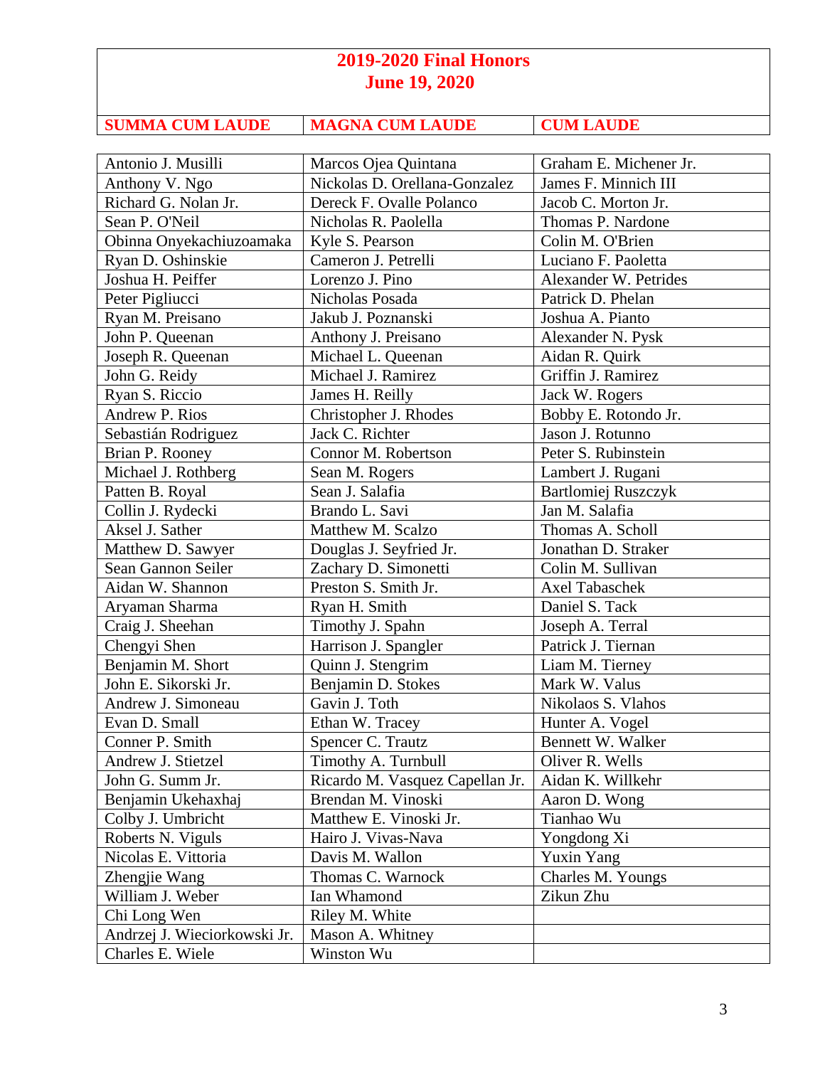# 2019-2020 Final Honors
## June 19, 2020

| SUMMA CUM LAUDE | MAGNA CUM LAUDE | CUM LAUDE |
|---|---|---|
| Antonio J. Musilli | Marcos Ojea Quintana | Graham E. Michener Jr. |
| Anthony V. Ngo | Nickolas D. Orellana-Gonzalez | James F. Minnich III |
| Richard G. Nolan Jr. | Dereck F. Ovalle Polanco | Jacob C. Morton Jr. |
| Sean P. O'Neil | Nicholas R. Paolella | Thomas P. Nardone |
| Obinna Onyekachiuzoamaka | Kyle S. Pearson | Colin M. O'Brien |
| Ryan D. Oshinskie | Cameron J. Petrelli | Luciano F. Paoletta |
| Joshua H. Peiffer | Lorenzo J. Pino | Alexander W. Petrides |
| Peter Pigliucci | Nicholas Posada | Patrick D. Phelan |
| Ryan M. Preisano | Jakub J. Poznanski | Joshua A. Pianto |
| John P. Queenan | Anthony J. Preisano | Alexander N. Pysk |
| Joseph R. Queenan | Michael L. Queenan | Aidan R. Quirk |
| John G. Reidy | Michael J. Ramirez | Griffin J. Ramirez |
| Ryan S. Riccio | James H. Reilly | Jack W. Rogers |
| Andrew P. Rios | Christopher J. Rhodes | Bobby E. Rotondo Jr. |
| Sebastián Rodriguez | Jack C. Richter | Jason J. Rotunno |
| Brian P. Rooney | Connor M. Robertson | Peter S. Rubinstein |
| Michael J. Rothberg | Sean M. Rogers | Lambert J. Rugani |
| Patten B. Royal | Sean J. Salafia | Bartlomiej Ruszczyk |
| Collin J. Rydecki | Brando L. Savi | Jan M. Salafia |
| Aksel J. Sather | Matthew M. Scalzo | Thomas A. Scholl |
| Matthew D. Sawyer | Douglas J. Seyfried Jr. | Jonathan D. Straker |
| Sean Gannon Seiler | Zachary D. Simonetti | Colin M. Sullivan |
| Aidan W. Shannon | Preston S. Smith Jr. | Axel Tabaschek |
| Aryaman Sharma | Ryan H. Smith | Daniel S. Tack |
| Craig J. Sheehan | Timothy J. Spahn | Joseph A. Terral |
| Chengyi Shen | Harrison J. Spangler | Patrick J. Tiernan |
| Benjamin M. Short | Quinn J. Stengrim | Liam M. Tierney |
| John E. Sikorski Jr. | Benjamin D. Stokes | Mark W. Valus |
| Andrew J. Simoneau | Gavin J. Toth | Nikolaos S. Vlahos |
| Evan D. Small | Ethan W. Tracey | Hunter A. Vogel |
| Conner P. Smith | Spencer C. Trautz | Bennett W. Walker |
| Andrew J. Stietzel | Timothy A. Turnbull | Oliver R. Wells |
| John G. Summ Jr. | Ricardo M. Vasquez Capellan Jr. | Aidan K. Willkehr |
| Benjamin Ukehaxhaj | Brendan M. Vinoski | Aaron D. Wong |
| Colby J. Umbricht | Matthew E. Vinoski Jr. | Tianhao Wu |
| Roberts N. Viguls | Hairo J. Vivas-Nava | Yongdong Xi |
| Nicolas E. Vittoria | Davis M. Wallon | Yuxin Yang |
| Zhengjie Wang | Thomas C. Warnock | Charles M. Youngs |
| William J. Weber | Ian Whamond | Zikun Zhu |
| Chi Long Wen | Riley M. White | |
| Andrzej J. Wieciorkowski Jr. | Mason A. Whitney | |
| Charles E. Wiele | Winston Wu | |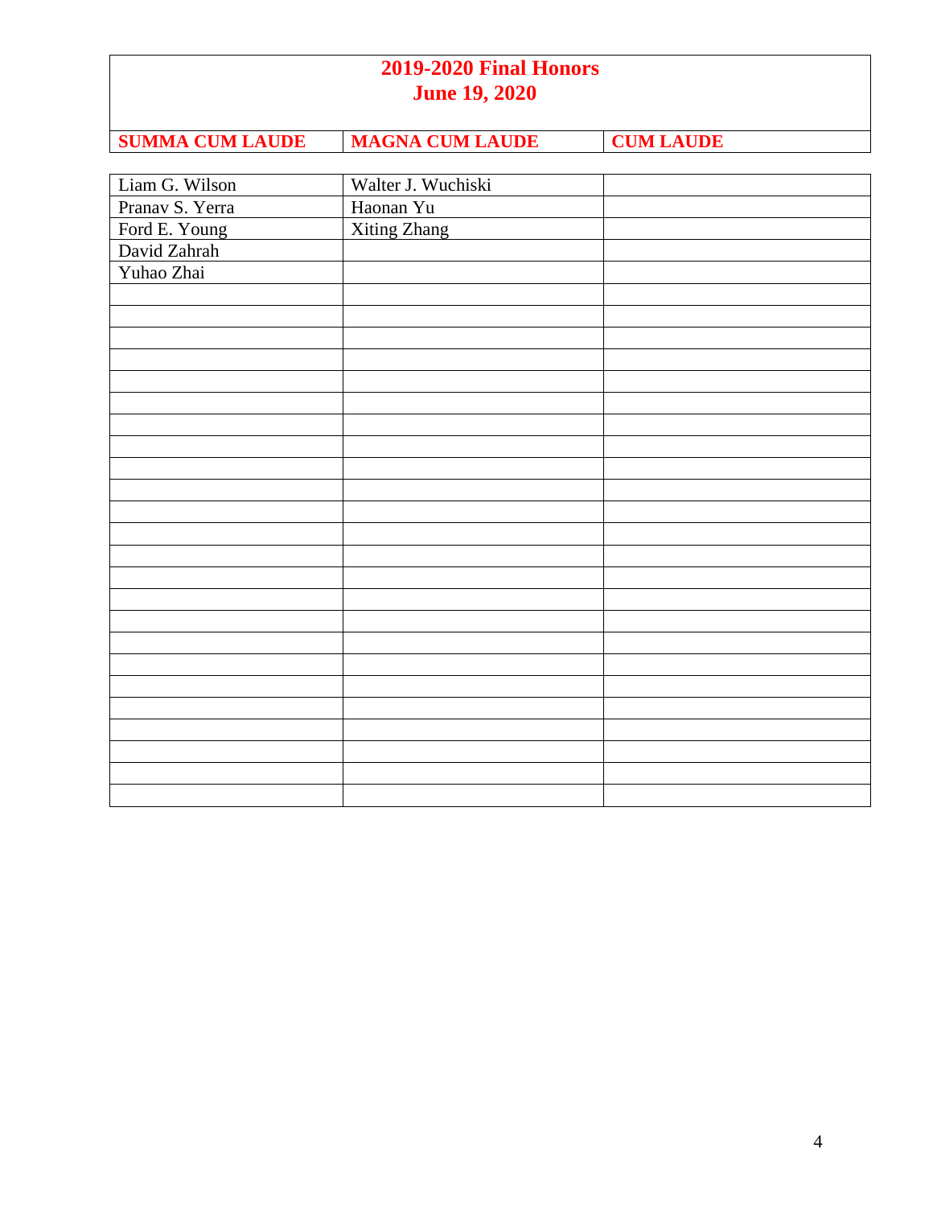**2019-2020 Final Honors**
**June 19, 2020**

| SUMMA CUM LAUDE | MAGNA CUM LAUDE | CUM LAUDE |
|---|---|---|
| Liam G. Wilson | Walter J. Wuchiski | |
| Pranav S. Yerra | Haonan Yu | |
| Ford E. Young | Xiting Zhang | |
| David Zahrah | | |
| Yuhao Zhai | | |